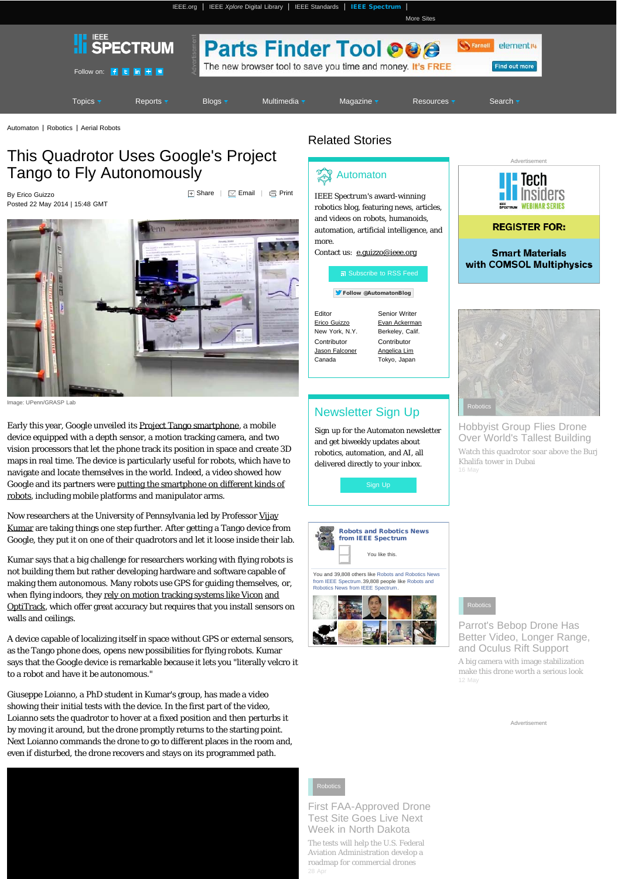Automaton | Robotics | Aerial Robots

# This Quadrotor Uses Google's Project Tango to Fly Autonomously

By Erico Guizzo
Posted 22 May 2014 | 15:48 GMT

Image: UPenn/GRASP Lab

Early this year, Google unveiled its Project Tango smartphone, a mobile device equipped with a depth sensor, a motion tracking camera, and two vision processors that let the phone track its position in space and create 3D maps in real time. The device is particularly useful for robots, which have to navigate and locate themselves in the world. Indeed, a video showed how Google and its partners were putting the smartphone on different kinds of robots, including mobile platforms and manipulator arms.

Now researchers at the University of Pennsylvania led by Professor Vijay Kumar are taking things one step further. After getting a Tango device from Google, they put it on one of their quadrotors and let it loose inside their lab.

Kumar says that a big challenge for researchers working with flying robots is not building them but rather developing hardware and software capable of making them autonomous. Many robots use GPS for guiding themselves, or, when flying indoors, they rely on motion tracking systems like Vicon and OptiTrack, which offer great accuracy but requires that you install sensors on walls and ceilings.

A device capable of localizing itself in space without GPS or external sensors, as the Tango phone does, opens new possibilities for flying robots. Kumar says that the Google device is remarkable because it lets you "literally velcro it to a robot and have it be autonomous."

Giuseppe Loianno, a PhD student in Kumar's group, has made a video showing their initial tests with the device. In the first part of the video, Loianno sets the quadrotor to hover at a fixed position and then perturbs it by moving it around, but the drone promptly returns to the starting point. Next Loianno commands the drone to go to different places in the room and, even if disturbed, the drone recovers and stays on its programmed path.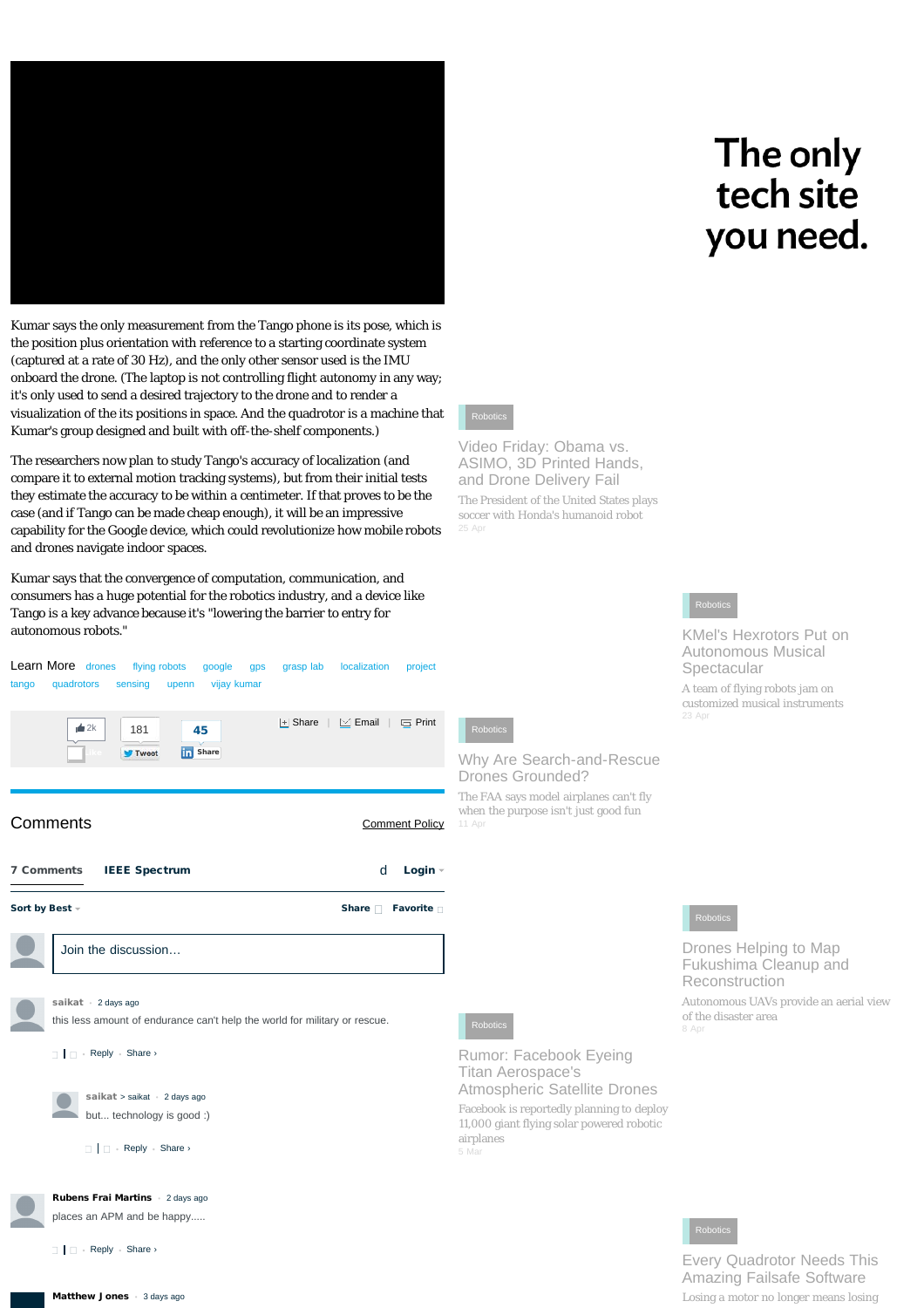# The only tech site you need.

Kumar says the only measurement from the Tango phone is its pose, which is the position plus orientation with reference to a starting coordinate system (captured at a rate of 30 Hz), and the only other sensor used is the IMU onboard the drone. (The laptop is not controlling flight autonomy in any way; it's only used to send a desired trajectory to the drone and to render a visualization of the its positions in space. And the quadrotor is a machine that Kumar's group designed and built with off-the-shelf components.)

The researchers now plan to study Tango's accuracy of localization (and compare it to external motion tracking systems), but from their initial tests they estimate the accuracy to be within a centimeter. If that proves to be the case (and if Tango can be made cheap enough), it will be an impressive capability for the Google device, which could revolutionize how mobile robots and drones navigate indoor spaces.

Kumar says that the convergence of computation, communication, and consumers has a huge potential for the robotics industry, and a device like Tango is a key advance because it's "lowering the barrier to entry for autonomous robots."

Learn More drones flying robots google gps grasp lab localization project tango quadrotors sensing upenn vijay kumar

2k Like 181 Tweet 45 Share | Share | Email | Print

## Comments

Comment Policy

**7 Comments** **IEEE Spectrum** Login

**Sort by Best** Share Favorite

Join the discussion…

**saikat** · 2 days ago
this less amount of endurance can't help the world for military or rescue.
Reply · Share ›

**saikat** > saikat · 2 days ago
but... technology is good :)
Reply · Share ›

**Rubens Frai Martins** · 2 days ago
places an APM and be happy.....
Reply · Share ›

**Matthew Jones** · 3 days ago

---

Robotics
**Video Friday: Obama vs. ASIMO, 3D Printed Hands, and Drone Delivery Fail**
The President of the United States plays soccer with Honda's humanoid robot
25 Apr

Robotics
**KMel's Hexrotors Put on Autonomous Musical Spectacular**
A team of flying robots jam on customized musical instruments
23 Apr

Robotics
**Why Are Search-and-Rescue Drones Grounded?**
The FAA says model airplanes can't fly when the purpose isn't just good fun
11 Apr

Robotics
**Drones Helping to Map Fukushima Cleanup and Reconstruction**
Autonomous UAVs provide an aerial view of the disaster area
8 Apr

Robotics
**Rumor: Facebook Eyeing Titan Aerospace's Atmospheric Satellite Drones**
Facebook is reportedly planning to deploy 11,000 giant flying solar powered robotic airplanes
5 Mar

Robotics
**Every Quadrotor Needs This Amazing Failsafe Software**
Losing a motor no longer means losing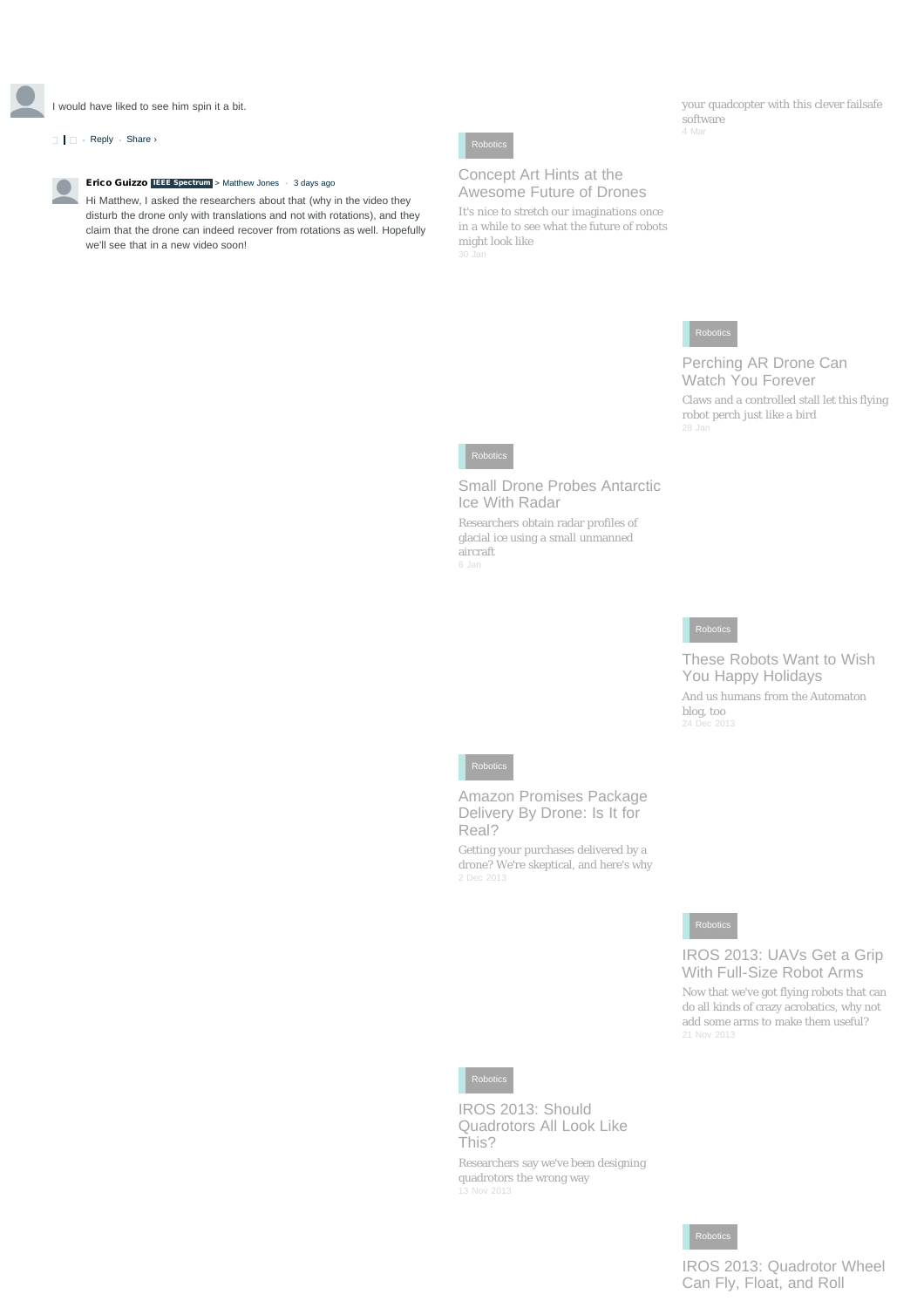I would have liked to see him spin it a bit.

Reply · Share ›

**Erico Guizzo** IEEE Spectrum > Matthew Jones · 3 days ago

Hi Matthew, I asked the researchers about that (why in the video they disturb the drone only with translations and not with rotations), and they claim that the drone can indeed recover from rotations as well. Hopefully we'll see that in a new video soon!

your quadcopter with this clever failsafe software

4 Mar

Robotics

### Concept Art Hints at the Awesome Future of Drones

It's nice to stretch our imaginations once in a while to see what the future of robots might look like

30 Jan

Robotics

### Perching AR Drone Can Watch You Forever

Claws and a controlled stall let this flying robot perch just like a bird

28 Jan

Robotics

### Small Drone Probes Antarctic Ice With Radar

Researchers obtain radar profiles of glacial ice using a small unmanned aircraft

6 Jan

Robotics

### These Robots Want to Wish You Happy Holidays

And us humans from the Automaton blog, too

24 Dec 2013

Robotics

### Amazon Promises Package Delivery By Drone: Is It for Real?

Getting your purchases delivered by a drone? We're skeptical, and here's why

2 Dec 2013

Robotics

### IROS 2013: UAVs Get a Grip With Full-Size Robot Arms

Now that we've got flying robots that can do all kinds of crazy acrobatics, why not add some arms to make them useful?

21 Nov 2013

Robotics

### IROS 2013: Should Quadrotors All Look Like This?

Researchers say we've been designing quadrotors the wrong way

13 Nov 2013

Robotics

### IROS 2013: Quadrotor Wheel Can Fly, Float, and Roll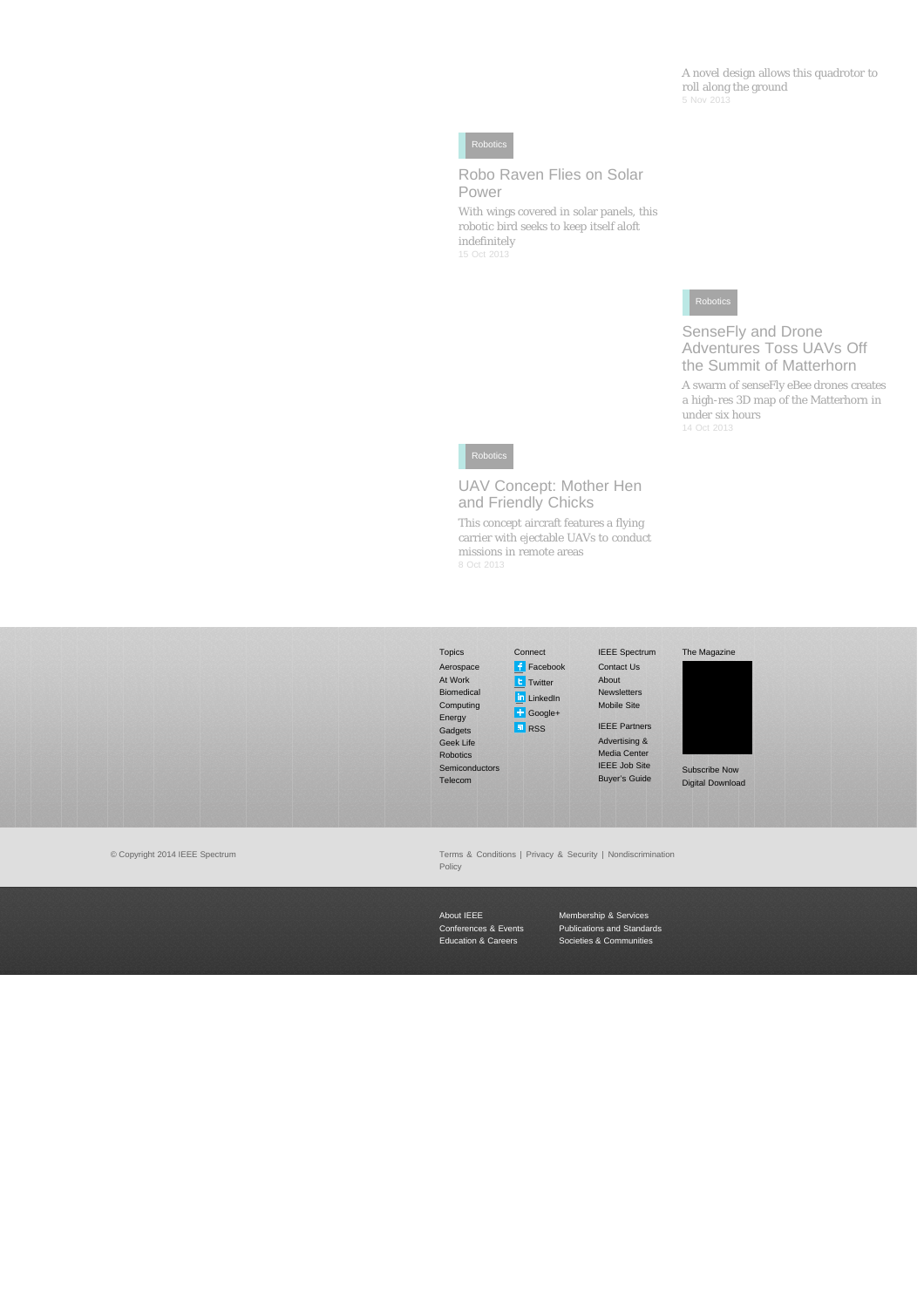A novel design allows this quadrotor to roll along the ground
5 Nov 2013

Robotics

### Robo Raven Flies on Solar Power

With wings covered in solar panels, this robotic bird seeks to keep itself aloft indefinitely
15 Oct 2013

Robotics

### SenseFly and Drone Adventures Toss UAVs Off the Summit of Matterhorn

A swarm of senseFly eBee drones creates a high-res 3D map of the Matterhorn in under six hours
14 Oct 2013

Robotics

### UAV Concept: Mother Hen and Friendly Chicks

This concept aircraft features a flying carrier with ejectable UAVs to conduct missions in remote areas
8 Oct 2013

Topics
- Aerospace
- At Work
- Biomedical
- Computing
- Energy
- Gadgets
- Geek Life
- Robotics
- Semiconductors
- Telecom

Connect
- Facebook
- Twitter
- LinkedIn
- Google+
- RSS

IEEE Spectrum
- Contact Us
- About
- Newsletters
- Mobile Site

IEEE Partners
- Advertising & Media Center
- IEEE Job Site
- Buyer's Guide

The Magazine
- Subscribe Now
- Digital Download

© Copyright 2014 IEEE Spectrum

Terms & Conditions | Privacy & Security | Nondiscrimination Policy

- About IEEE
- Conferences & Events
- Education & Careers
- Membership & Services
- Publications and Standards
- Societies & Communities